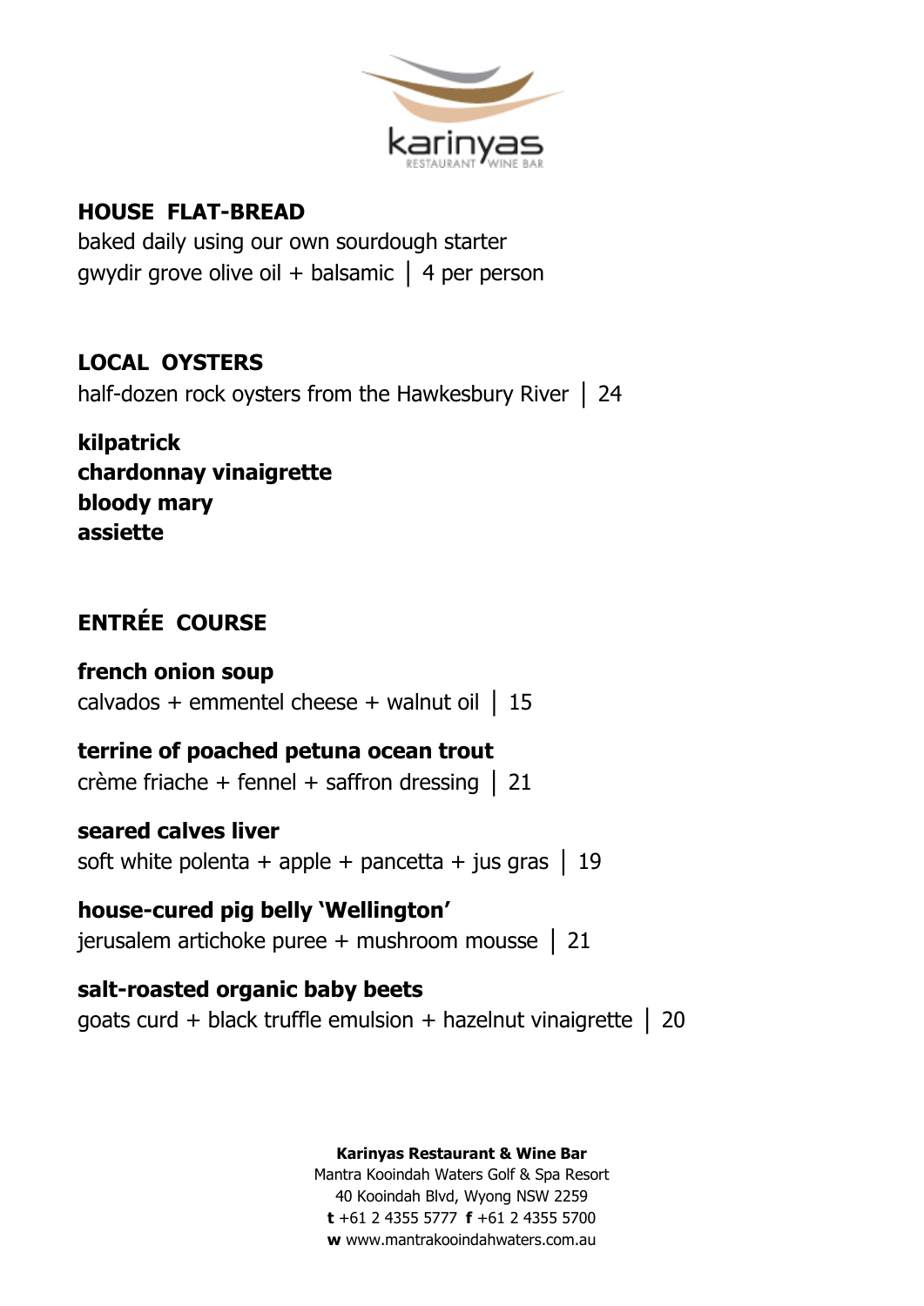karinyas
RESTAURANT WINE BAR

## HOUSE FLAT-BREAD

baked daily using our own sourdough starter
gwydir grove olive oil + balsamic | 4 per person

## LOCAL OYSTERS

half-dozen rock oysters from the Hawkesbury River | 24

**kilpatrick**
**chardonnay vinaigrette**
**bloody mary**
**assiette**

## ENTRÉE COURSE

**french onion soup**
calvados + emmentel cheese + walnut oil | 15

**terrine of poached petuna ocean trout**
crème friache + fennel + saffron dressing | 21

**seared calves liver**
soft white polenta + apple + pancetta + jus gras | 19

**house-cured pig belly 'Wellington'**
jerusalem artichoke puree + mushroom mousse | 21

**salt-roasted organic baby beets**
goats curd + black truffle emulsion + hazelnut vinaigrette | 20

**Karinyas Restaurant & Wine Bar**
Mantra Kooindah Waters Golf & Spa Resort
40 Kooindah Blvd, Wyong NSW 2259
**t** +61 2 4355 5777 **f** +61 2 4355 5700
**w** www.mantrakooindahwaters.com.au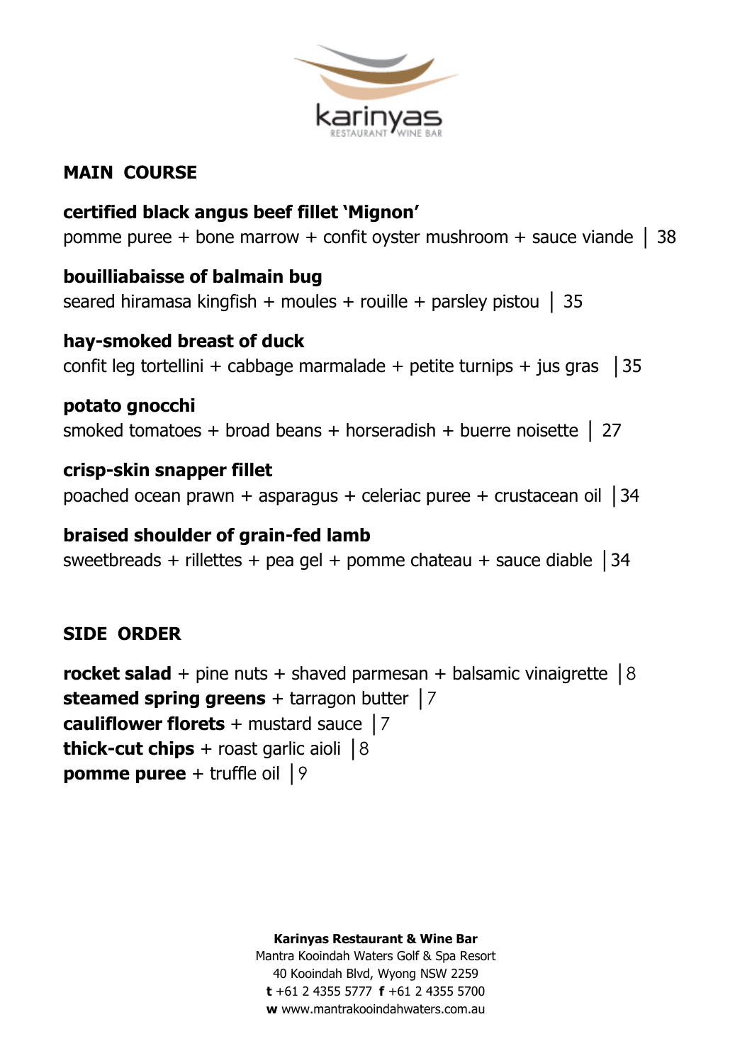karinyas
RESTAURANT | WINE BAR

## MAIN COURSE

**certified black angus beef fillet 'Mignon'**
pomme puree + bone marrow + confit oyster mushroom + sauce viande | 38

**bouilliabaisse of balmain bug**
seared hiramasa kingfish + moules + rouille + parsley pistou | 35

**hay-smoked breast of duck**
confit leg tortellini + cabbage marmalade + petite turnips + jus gras | 35

**potato gnocchi**
smoked tomatoes + broad beans + horseradish + buerre noisette | 27

**crisp-skin snapper fillet**
poached ocean prawn + asparagus + celeriac puree + crustacean oil | 34

**braised shoulder of grain-fed lamb**
sweetbreads + rillettes + pea gel + pomme chateau + sauce diable | 34

## SIDE ORDER

**rocket salad** + pine nuts + shaved parmesan + balsamic vinaigrette | 8
**steamed spring greens** + tarragon butter | 7
**cauliflower florets** + mustard sauce | 7
**thick-cut chips** + roast garlic aioli | 8
**pomme puree** + truffle oil | 9

**Karinyas Restaurant & Wine Bar**
Mantra Kooindah Waters Golf & Spa Resort
40 Kooindah Blvd, Wyong NSW 2259
**t** +61 2 4355 5777 **f** +61 2 4355 5700
**w** www.mantrakooindahwaters.com.au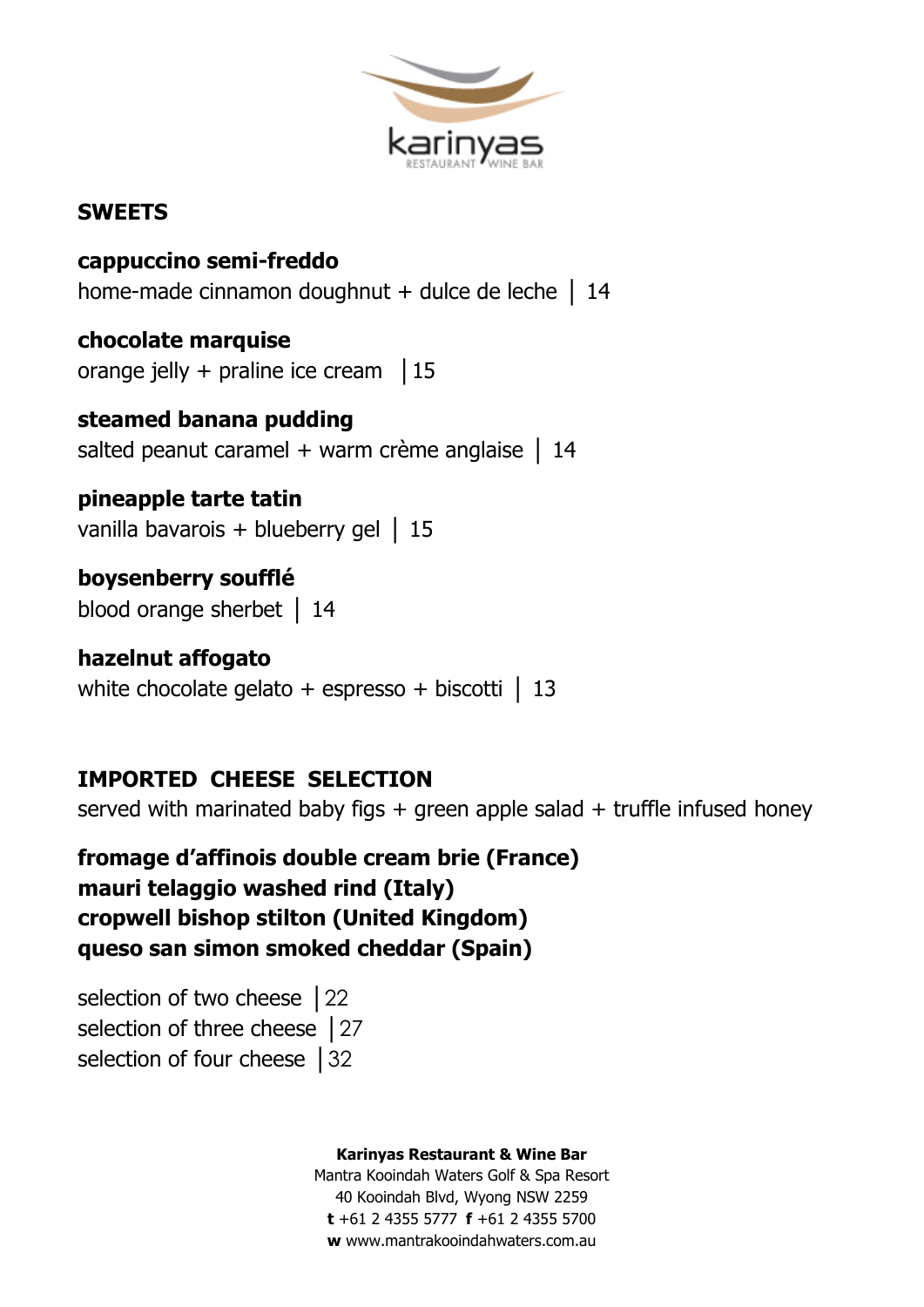karinyas
RESTAURANT WINE BAR

## SWEETS

**cappuccino semi-freddo**
home-made cinnamon doughnut + dulce de leche | 14

**chocolate marquise**
orange jelly + praline ice cream | 15

**steamed banana pudding**
salted peanut caramel + warm crème anglaise | 14

**pineapple tarte tatin**
vanilla bavarois + blueberry gel | 15

**boysenberry soufflé**
blood orange sherbet | 14

**hazelnut affogato**
white chocolate gelato + espresso + biscotti | 13

## IMPORTED CHEESE SELECTION

served with marinated baby figs + green apple salad + truffle infused honey

**fromage d'affinois double cream brie (France)**
**mauri telaggio washed rind (Italy)**
**cropwell bishop stilton (United Kingdom)**
**queso san simon smoked cheddar (Spain)**

selection of two cheese | 22
selection of three cheese | 27
selection of four cheese | 32

**Karinyas Restaurant & Wine Bar**
Mantra Kooindah Waters Golf & Spa Resort
40 Kooindah Blvd, Wyong NSW 2259
**t** +61 2 4355 5777 **f** +61 2 4355 5700
**w** www.mantrakooindahwaters.com.au